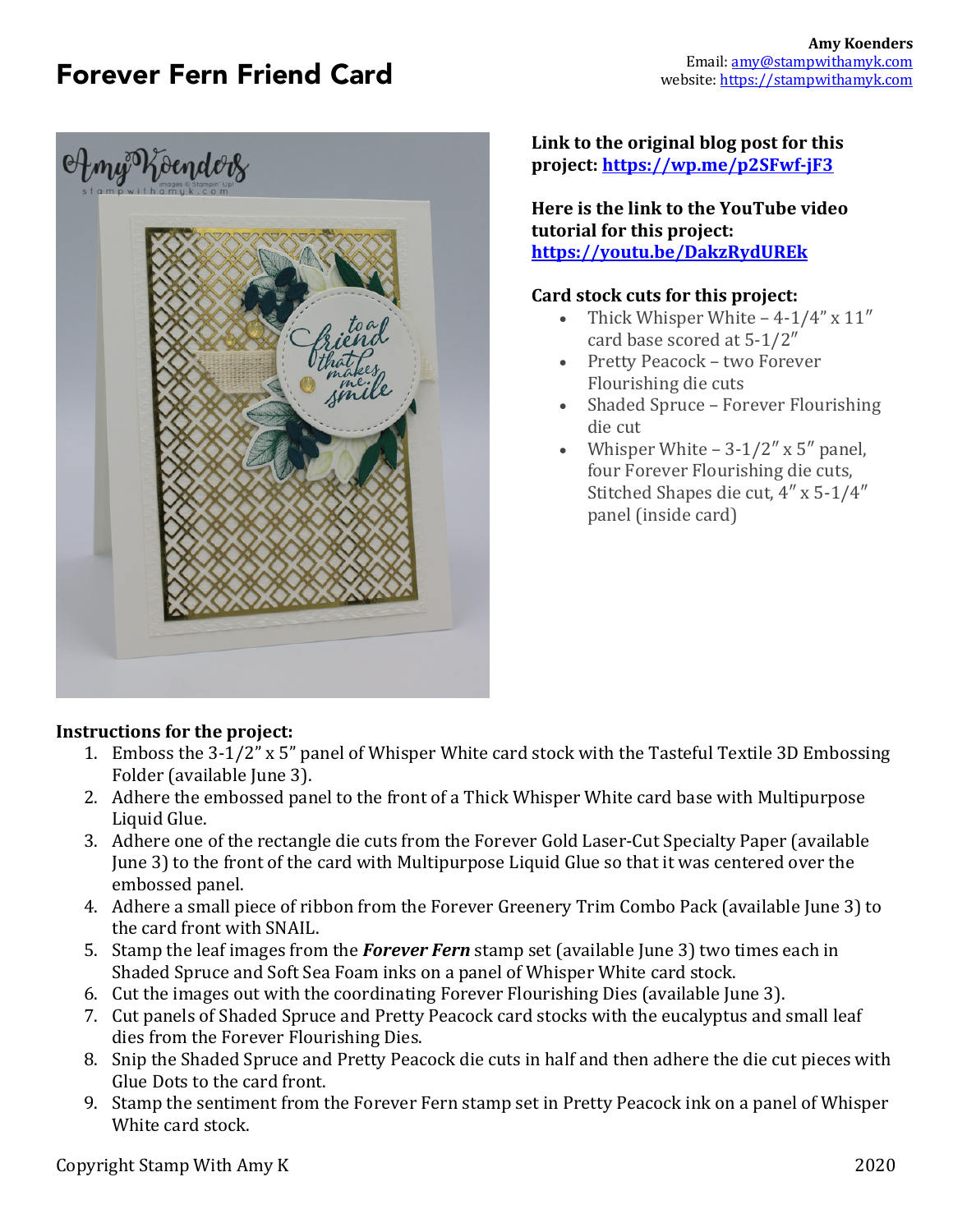# Forever Fern Friend Card

**Amy Koenders**
Email: [amy@stampwithamyk.com](mailto:amy@stampwithamyk.com)
website: [https://stampwithamyk.com](https://stampwithamyk.com)

**Link to the original blog post for this project: [https://wp.me/p2SFwf-jF3](https://wp.me/p2SFwf-jF3)**

**Here is the link to the YouTube video tutorial for this project: [https://youtu.be/DakzRydUREk](https://youtu.be/DakzRydUREk)**

**Card stock cuts for this project:**

- Thick Whisper White – 4-1/4″ x 11″ card base scored at 5-1/2″
- Pretty Peacock – two Forever Flourishing die cuts
- Shaded Spruce – Forever Flourishing die cut
- Whisper White – 3-1/2″ x 5″ panel, four Forever Flourishing die cuts, Stitched Shapes die cut, 4″ x 5-1/4″ panel (inside card)

**Instructions for the project:**

1. Emboss the 3-1/2" x 5" panel of Whisper White card stock with the Tasteful Textile 3D Embossing Folder (available June 3).
2. Adhere the embossed panel to the front of a Thick Whisper White card base with Multipurpose Liquid Glue.
3. Adhere one of the rectangle die cuts from the Forever Gold Laser-Cut Specialty Paper (available June 3) to the front of the card with Multipurpose Liquid Glue so that it was centered over the embossed panel.
4. Adhere a small piece of ribbon from the Forever Greenery Trim Combo Pack (available June 3) to the card front with SNAIL.
5. Stamp the leaf images from the ***Forever Fern*** stamp set (available June 3) two times each in Shaded Spruce and Soft Sea Foam inks on a panel of Whisper White card stock.
6. Cut the images out with the coordinating Forever Flourishing Dies (available June 3).
7. Cut panels of Shaded Spruce and Pretty Peacock card stocks with the eucalyptus and small leaf dies from the Forever Flourishing Dies.
8. Snip the Shaded Spruce and Pretty Peacock die cuts in half and then adhere the die cut pieces with Glue Dots to the card front.
9. Stamp the sentiment from the Forever Fern stamp set in Pretty Peacock ink on a panel of Whisper White card stock.

Copyright Stamp With Amy K 2020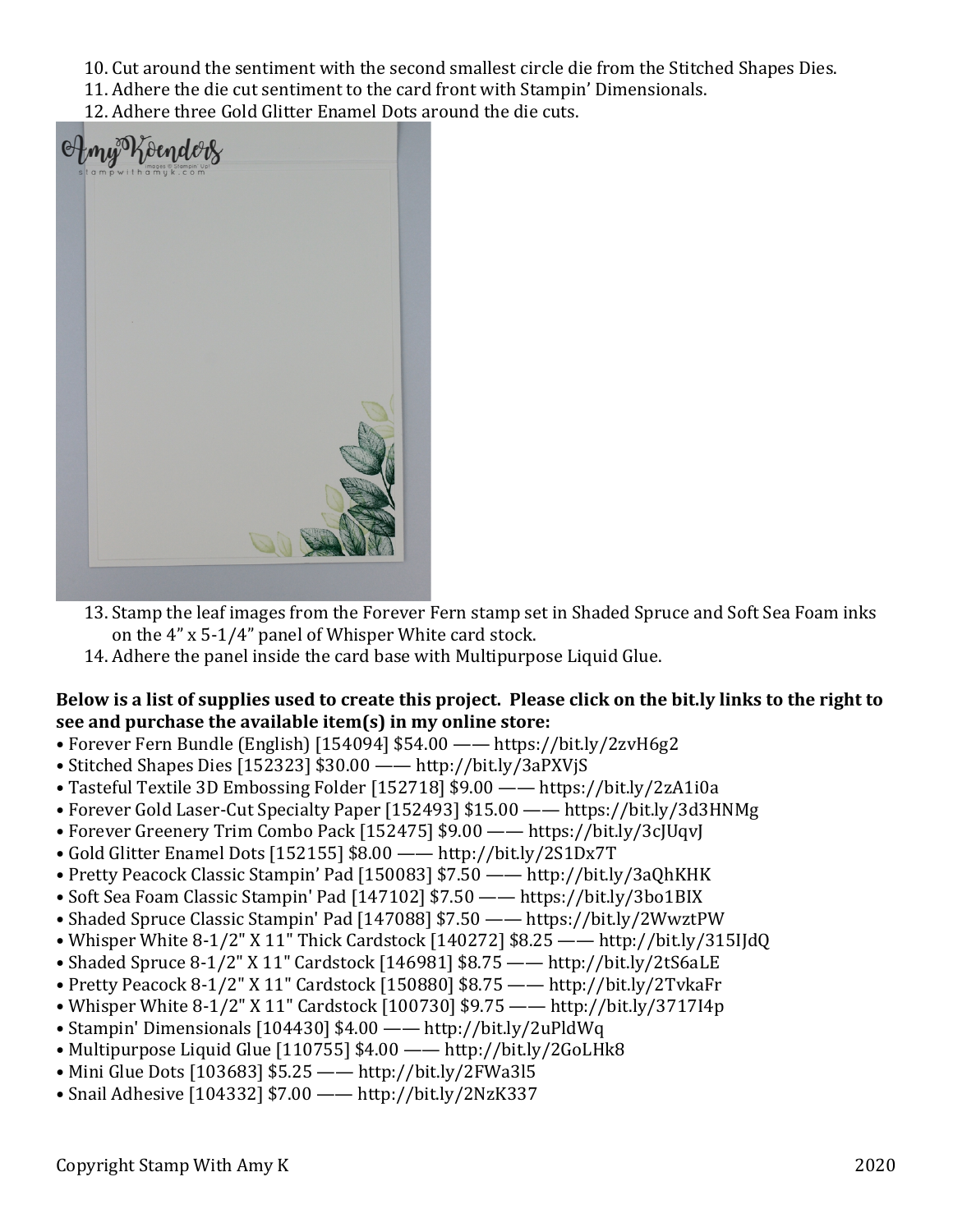10. Cut around the sentiment with the second smallest circle die from the Stitched Shapes Dies.
11. Adhere the die cut sentiment to the card front with Stampin' Dimensionals.
12. Adhere three Gold Glitter Enamel Dots around the die cuts.

13. Stamp the leaf images from the Forever Fern stamp set in Shaded Spruce and Soft Sea Foam inks on the 4" x 5-1/4" panel of Whisper White card stock.
14. Adhere the panel inside the card base with Multipurpose Liquid Glue.

**Below is a list of supplies used to create this project. Please click on the bit.ly links to the right to see and purchase the available item(s) in my online store:**

- Forever Fern Bundle (English) [154094] $54.00 —— https://bit.ly/2zvH6g2
- Stitched Shapes Dies [152323] $30.00 —— http://bit.ly/3aPXVjS
- Tasteful Textile 3D Embossing Folder [152718] $9.00 —— https://bit.ly/2zA1i0a
- Forever Gold Laser-Cut Specialty Paper [152493] $15.00 —— https://bit.ly/3d3HNMg
- Forever Greenery Trim Combo Pack [152475] $9.00 —— https://bit.ly/3cJUqvJ
- Gold Glitter Enamel Dots [152155] $8.00 —— http://bit.ly/2S1Dx7T
- Pretty Peacock Classic Stampin' Pad [150083] $7.50 —— http://bit.ly/3aQhKHK
- Soft Sea Foam Classic Stampin' Pad [147102] $7.50 —— https://bit.ly/3bo1BIX
- Shaded Spruce Classic Stampin' Pad [147088] $7.50 —— https://bit.ly/2WwztPW
- Whisper White 8-1/2" X 11" Thick Cardstock [140272] $8.25 —— http://bit.ly/315IJdQ
- Shaded Spruce 8-1/2" X 11" Cardstock [146981] $8.75 —— http://bit.ly/2tS6aLE
- Pretty Peacock 8-1/2" X 11" Cardstock [150880] $8.75 —— http://bit.ly/2TvkaFr
- Whisper White 8-1/2" X 11" Cardstock [100730] $9.75 —— http://bit.ly/3717I4p
- Stampin' Dimensionals [104430] $4.00 —— http://bit.ly/2uPldWq
- Multipurpose Liquid Glue [110755] $4.00 —— http://bit.ly/2GoLHk8
- Mini Glue Dots [103683] $5.25 —— http://bit.ly/2FWa3l5
- Snail Adhesive [104332] $7.00 —— http://bit.ly/2NzK337

Copyright Stamp With Amy K 2020